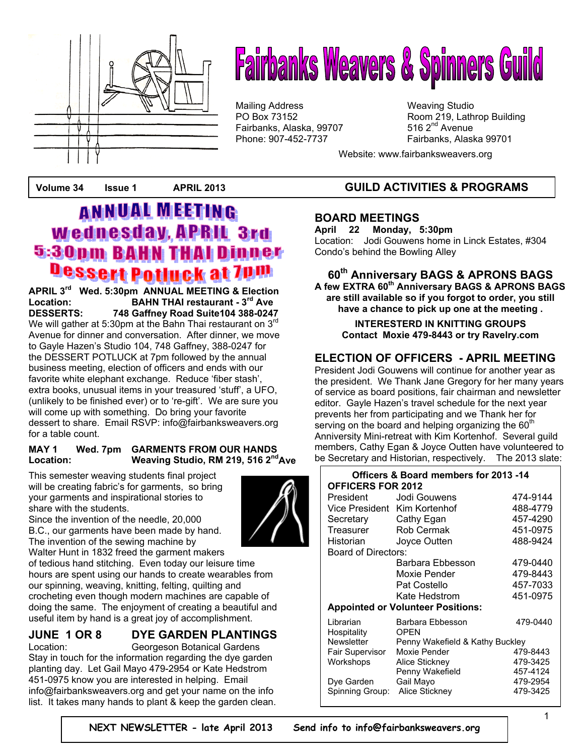# Fairbanks Weavers & Spinners Guild

Mailing Address
PO Box 73152
Fairbanks, Alaska, 99707
Phone: 907-452-7737

Weaving Studio
Room 219, Lathrop Building
516 2nd Avenue
Fairbanks, Alaska 99701

Website: www.fairbanksweavers.org

**Volume 34 Issue 1 APRIL 2013**

## ANNUAL MEETING Wednesday, APRIL 3rd 5:30pm BAHN THAI Dinner Dessert Potluck at 7pm

**APRIL 3rd Wed. 5:30pm ANNUAL MEETING & Election**
**Location: BAHN THAI restaurant - 3rd Ave**
**DESSERTS: 748 Gaffney Road Suite104 388-0247**

We will gather at 5:30pm at the Bahn Thai restaurant on 3rd Avenue for dinner and conversation. After dinner, we move to Gayle Hazen's Studio 104, 748 Gaffney, 388-0247 for the DESSERT POTLUCK at 7pm followed by the annual business meeting, election of officers and ends with our favorite white elephant exchange. Reduce 'fiber stash', extra books, unusual items in your treasured 'stuff', a UFO, (unlikely to be finished ever) or to 're-gift'. We are sure you will come up with something. Do bring your favorite dessert to share. Email RSVP: info@fairbanksweavers.org for a table count.

**MAY 1 Wed. 7pm GARMENTS FROM OUR HANDS**
**Location: Weaving Studio, RM 219, 516 2nd Ave**

This semester weaving students final project will be creating fabric's for garments, so bring your garments and inspirational stories to share with the students.

Since the invention of the needle, 20,000 B.C., our garments have been made by hand. The invention of the sewing machine by Walter Hunt in 1832 freed the garment makers of tedious hand stitching. Even today our leisure time hours are spent using our hands to create wearables from our spinning, weaving, knitting, felting, quilting and crocheting even though modern machines are capable of doing the same. The enjoyment of creating a beautiful and useful item by hand is a great joy of accomplishment.

## JUNE 1 OR 8 DYE GARDEN PLANTINGS

Location: Georgeson Botanical Gardens

Stay in touch for the information regarding the dye garden planting day. Let Gail Mayo 479-2954 or Kate Hedstrom 451-0975 know you are interested in helping. Email info@fairbanksweavers.org and get your name on the info list. It takes many hands to plant & keep the garden clean.

## GUILD ACTIVITIES & PROGRAMS

### BOARD MEETINGS

**April 22 Monday, 5:30pm**
Location: Jodi Gouwens home in Linck Estates, #304 Condo's behind the Bowling Alley

### 60th Anniversary BAGS & APRONS BAGS

**A few EXTRA 60th Anniversary BAGS & APRONS BAGS are still available so if you forgot to order, you still have a chance to pick up one at the meeting .**

**INTERESTERD IN KNITTING GROUPS**
**Contact Moxie 479-8443 or try Ravelry.com**

### ELECTION OF OFFICERS - APRIL MEETING

President Jodi Gouwens will continue for another year as the president. We Thank Jane Gregory for her many years of service as board positions, fair chairman and newsletter editor. Gayle Hazen's travel schedule for the next year prevents her from participating and we Thank her for serving on the board and helping organizing the 60th Anniversity Mini-retreat with Kim Kortenhof. Several guild members, Cathy Egan & Joyce Outten have volunteered to be Secretary and Historian, respectively. The 2013 slate:

**Officers & Board members for 2013 -14**

**OFFICERS FOR 2012**

| | | |
|---|---|---|
| President | Jodi Gouwens | 474-9144 |
| Vice President | Kim Kortenhof | 488-4779 |
| Secretary | Cathy Egan | 457-4290 |
| Treasurer | Rob Cermak | 451-0975 |
| Historian | Joyce Outten | 488-9424 |
| Board of Directors: | | |
| | Barbara Ebbesson | 479-0440 |
| | Moxie Pender | 479-8443 |
| | Pat Costello | 457-7033 |
| | Kate Hedstrom | 451-0975 |

**Appointed or Volunteer Positions:**

| | | |
|---|---|---|
| Librarian | Barbara Ebbesson | 479-0440 |
| Hospitality | OPEN | |
| Newsletter | Penny Wakefield & Kathy Buckley | |
| Fair Supervisor | Moxie Pender | 479-8443 |
| Workshops | Alice Stickney | 479-3425 |
| | Penny Wakefield | 457-4124 |
| Dye Garden | Gail Mayo | 479-2954 |
| Spinning Group: | Alice Stickney | 479-3425 |

**NEXT NEWSLETTER - late April 2013 Send info to info@fairbanksweavers.org**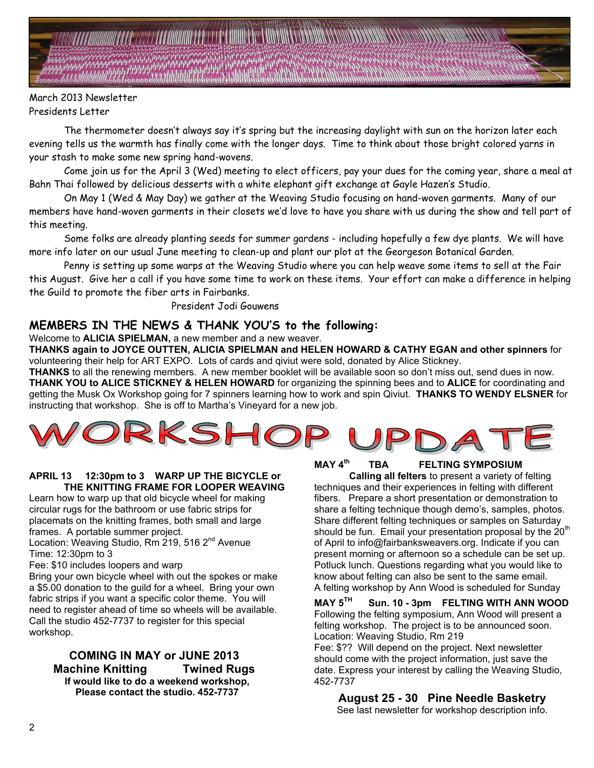March 2013 Newsletter

Presidents Letter

The thermometer doesn't always say it's spring but the increasing daylight with sun on the horizon later each evening tells us the warmth has finally come with the longer days. Time to think about those bright colored yarns in your stash to make some new spring hand-wovens.

Come join us for the April 3 (Wed) meeting to elect officers, pay your dues for the coming year, share a meal at Bahn Thai followed by delicious desserts with a white elephant gift exchange at Gayle Hazen's Studio.

On May 1 (Wed & May Day) we gather at the Weaving Studio focusing on hand-woven garments. Many of our members have hand-woven garments in their closets we'd love to have you share with us during the show and tell part of this meeting.

Some folks are already planting seeds for summer gardens - including hopefully a few dye plants. We will have more info later on our usual June meeting to clean-up and plant our plot at the Georgeson Botanical Garden.

Penny is setting up some warps at the Weaving Studio where you can help weave some items to sell at the Fair this August. Give her a call if you have some time to work on these items. Your effort can make a difference in helping the Guild to promote the fiber arts in Fairbanks.

President Jodi Gouwens

## MEMBERS IN THE NEWS & THANK YOU'S to the following:

Welcome to **ALICIA SPIELMAN,** a new member and a new weaver.

**THANKS again to JOYCE OUTTEN, ALICIA SPIELMAN and HELEN HOWARD & CATHY EGAN and other spinners** for volunteering their help for ART EXPO. Lots of cards and qiviut were sold, donated by Alice Stickney.

**THANKS** to all the renewing members. A new member booklet will be available soon so don't miss out, send dues in now.

**THANK YOU to ALICE STICKNEY & HELEN HOWARD** for organizing the spinning bees and to **ALICE** for coordinating and getting the Musk Ox Workshop going for 7 spinners learning how to work and spin Qiviut. **THANKS TO WENDY ELSNER** for instructing that workshop. She is off to Martha's Vineyard for a new job.

# WORKSHOP UPDATE

**APRIL 13 12:30pm to 3 WARP UP THE BICYCLE or THE KNITTING FRAME FOR LOOPER WEAVING**

Learn how to warp up that old bicycle wheel for making circular rugs for the bathroom or use fabric strips for placemats on the knitting frames, both small and large frames. A portable summer project.

Location: Weaving Studio, Rm 219, 516 2nd Avenue

Time: 12:30pm to 3

Fee: $10 includes loopers and warp

Bring your own bicycle wheel with out the spokes or make a $5.00 donation to the guild for a wheel. Bring your own fabric strips if you want a specific color theme. You will need to register ahead of time so wheels will be available. Call the studio 452-7737 to register for this special workshop.

**COMING IN MAY or JUNE 2013**

**Machine Knitting Twined Rugs**

**If would like to do a weekend workshop, Please contact the studio. 452-7737**

**MAY 4th TBA FELTING SYMPOSIUM**

**Calling all felters** to present a variety of felting techniques and their experiences in felting with different fibers. Prepare a short presentation or demonstration to share a felting technique though demo's, samples, photos. Share different felting techniques or samples on Saturday should be fun. Email your presentation proposal by the 20th of April to info@fairbanksweavers.org. Indicate if you can present morning or afternoon so a schedule can be set up. Potluck lunch. Questions regarding what you would like to know about felting can also be sent to the same email. A felting workshop by Ann Wood is scheduled for Sunday

**MAY 5TH Sun. 10 - 3pm FELTING WITH ANN WOOD**

Following the felting symposium, Ann Wood will present a felting workshop. The project is to be announced soon.

Location: Weaving Studio, Rm 219

Fee: $?? Will depend on the project. Next newsletter should come with the project information, just save the date. Express your interest by calling the Weaving Studio, 452-7737

**August 25 - 30 Pine Needle Basketry**

See last newsletter for workshop description info.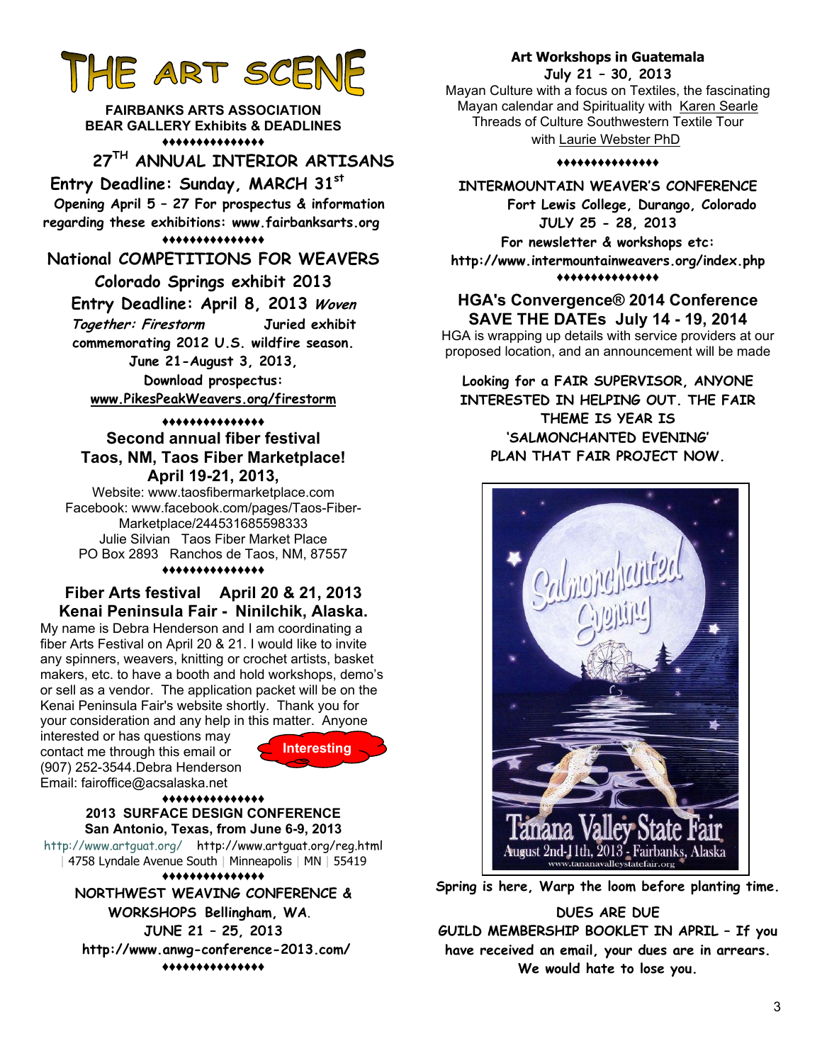# THE ART SCENE

**FAIRBANKS ARTS ASSOCIATION**
**BEAR GALLERY Exhibits & DEADLINES**

♦♦♦♦♦♦♦♦♦♦♦♦♦♦♦

## 27TH ANNUAL INTERIOR ARTISANS

**Entry Deadline: Sunday, MARCH 31st**

**Opening April 5 – 27 For prospectus & information regarding these exhibitions: www.fairbanksarts.org**

♦♦♦♦♦♦♦♦♦♦♦♦♦♦♦

## National COMPETITIONS FOR WEAVERS

**Colorado Springs exhibit 2013**

**Entry Deadline: April 8, 2013** ***Woven Together: Firestorm*** **Juried exhibit commemorating 2012 U.S. wildfire season.**

**June 21-August 3, 2013,**

**Download prospectus:**
**www.PikesPeakWeavers.org/firestorm**

♦♦♦♦♦♦♦♦♦♦♦♦♦♦♦

## Second annual fiber festival Taos, NM, Taos Fiber Marketplace! April 19-21, 2013,

Website: www.taosfibermarketplace.com
Facebook: www.facebook.com/pages/Taos-Fiber-Marketplace/244531685598333
Julie Silvian Taos Fiber Market Place
PO Box 2893 Ranchos de Taos, NM, 87557

♦♦♦♦♦♦♦♦♦♦♦♦♦♦♦

## Fiber Arts festival April 20 & 21, 2013 Kenai Peninsula Fair - Ninilchik, Alaska.

My name is Debra Henderson and I am coordinating a fiber Arts Festival on April 20 & 21. I would like to invite any spinners, weavers, knitting or crochet artists, basket makers, etc. to have a booth and hold workshops, demo's or sell as a vendor. The application packet will be on the Kenai Peninsula Fair's website shortly. Thank you for your consideration and any help in this matter. Anyone interested or has questions may contact me through this email or (907) 252-3544.Debra Henderson
Email: fairoffice@acsalaska.net

Interesting

♦♦♦♦♦♦♦♦♦♦♦♦♦♦♦

**2013 SURFACE DESIGN CONFERENCE**
**San Antonio, Texas, from June 6-9, 2013**

http://www.artguat.org/ http://www.artguat.org/reg.html
| 4758 Lyndale Avenue South | Minneapolis | MN | 55419

♦♦♦♦♦♦♦♦♦♦♦♦♦♦♦

**NORTHWEST WEAVING CONFERENCE & WORKSHOPS Bellingham, WA.**
**JUNE 21 – 25, 2013**
**http://www.anwg-conference-2013.com/**

♦♦♦♦♦♦♦♦♦♦♦♦♦♦♦

**Art Workshops in Guatemala**
**July 21 – 30, 2013**

Mayan Culture with a focus on Textiles, the fascinating Mayan calendar and Spirituality with Karen Searle
Threads of Culture Southwestern Textile Tour with Laurie Webster PhD

♦♦♦♦♦♦♦♦♦♦♦♦♦♦♦

**INTERMOUNTAIN WEAVER'S CONFERENCE**
**Fort Lewis College, Durango, Colorado**
**JULY 25 - 28, 2013**
**For newsletter & workshops etc:**
**http://www.intermountainweavers.org/index.php**

♦♦♦♦♦♦♦♦♦♦♦♦♦♦♦

## HGA's Convergence® 2014 Conference SAVE THE DATEs July 14 - 19, 2014

HGA is wrapping up details with service providers at our proposed location, and an announcement will be made

**Looking for a FAIR SUPERVISOR, ANYONE INTERESTED IN HELPING OUT. THE FAIR THEME IS YEAR IS 'SALMONCHANTED EVENING' PLAN THAT FAIR PROJECT NOW.**

Salmonchanted Evening
Tanana Valley State Fair
August 2nd-11th, 2013 - Fairbanks, Alaska
www.tananavalleystatefair.org

**Spring is here, Warp the loom before planting time.**

**DUES ARE DUE**
**GUILD MEMBERSHIP BOOKLET IN APRIL – If you have received an email, your dues are in arrears. We would hate to lose you.**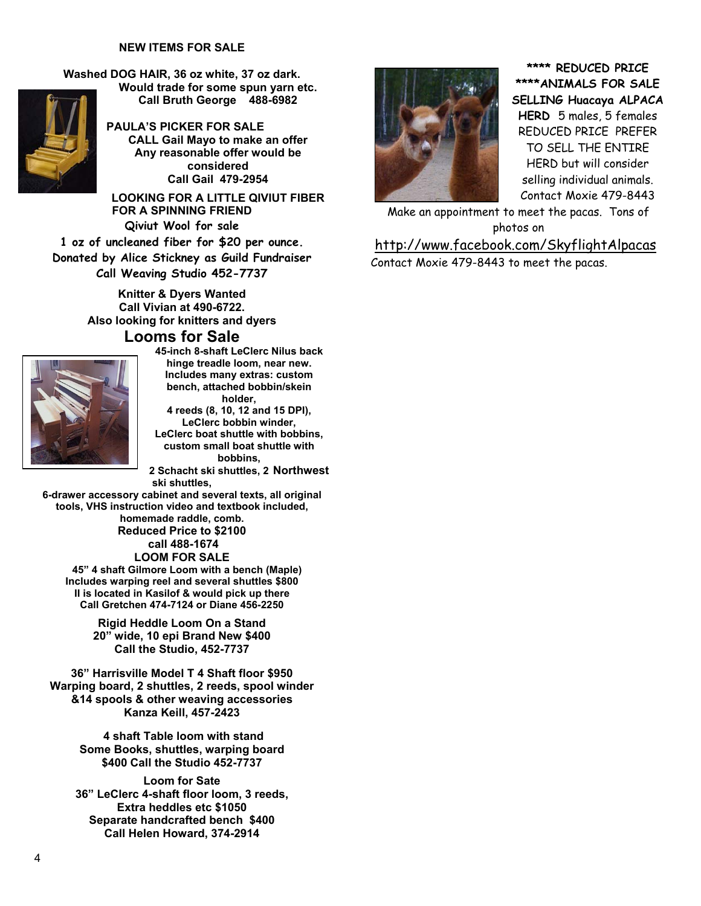**NEW ITEMS FOR SALE**

**Washed DOG HAIR, 36 oz white, 37 oz dark.**
**Would trade for some spun yarn etc.**
**Call Bruth George 488-6982**

**PAULA'S PICKER FOR SALE**
**CALL Gail Mayo to make an offer**
**Any reasonable offer would be considered**
**Call Gail 479-2954**

**LOOKING FOR A LITTLE QIVIUT FIBER FOR A SPINNING FRIEND**

**Qiviut Wool for sale**
**1 oz of uncleaned fiber for $20 per ounce.**
**Donated by Alice Stickney as Guild Fundraiser**
**Call Weaving Studio 452-7737**

**Knitter & Dyers Wanted**
**Call Vivian at 490-6722.**
**Also looking for knitters and dyers**

## Looms for Sale

**45-inch 8-shaft LeClerc Nilus back hinge treadle loom, near new. Includes many extras: custom bench, attached bobbin/skein holder, 4 reeds (8, 10, 12 and 15 DPI), LeClerc bobbin winder, LeClerc boat shuttle with bobbins, custom small boat shuttle with bobbins, 2 Schacht ski shuttles, 2 Northwest ski shuttles, 6-drawer accessory cabinet and several texts, all original tools, VHS instruction video and textbook included, homemade raddle, comb.**
**Reduced Price to $2100**
**call 488-1674**

**LOOM FOR SALE**
**45" 4 shaft Gilmore Loom with a bench (Maple)**
**Includes warping reel and several shuttles $800**
**Il is located in Kasilof & would pick up there**
**Call Gretchen 474-7124 or Diane 456-2250**

**Rigid Heddle Loom On a Stand**
**20" wide, 10 epi Brand New $400**
**Call the Studio, 452-7737**

**36" Harrisville Model T 4 Shaft floor $950**
**Warping board, 2 shuttles, 2 reeds, spool winder &14 spools & other weaving accessories**
**Kanza Keill, 457-2423**

**4 shaft Table loom with stand**
**Some Books, shuttles, warping board**
**$400 Call the Studio 452-7737**

**Loom for Sate**
**36" LeClerc 4-shaft floor loom, 3 reeds,**
**Extra heddles etc $1050**
**Separate handcrafted bench $400**
**Call Helen Howard, 374-2914**

**\*\*\*\* REDUCED PRICE \*\*\*\*ANIMALS FOR SALE**
**SELLING Huacaya ALPACA HERD** 5 males, 5 females REDUCED PRICE PREFER TO SELL THE ENTIRE HERD but will consider selling individual animals. Contact Moxie 479-8443

Make an appointment to meet the pacas. Tons of photos on

http://www.facebook.com/SkyflightAlpacas

Contact Moxie 479-8443 to meet the pacas.